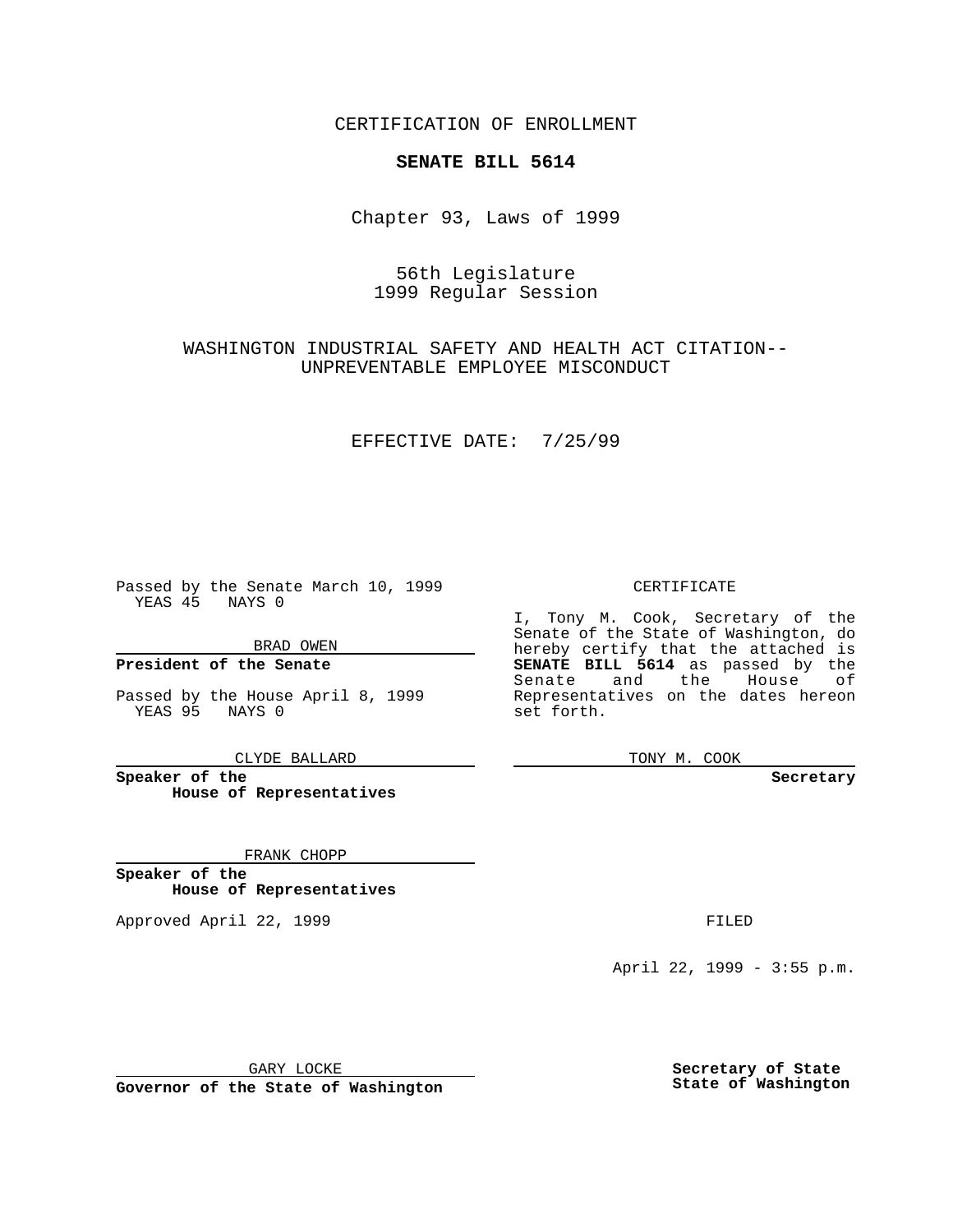CERTIFICATION OF ENROLLMENT

**SENATE BILL 5614**

Chapter 93, Laws of 1999

56th Legislature
1999 Regular Session

WASHINGTON INDUSTRIAL SAFETY AND HEALTH ACT CITATION--UNPREVENTABLE EMPLOYEE MISCONDUCT

EFFECTIVE DATE: 7/25/99

Passed by the Senate March 10, 1999
YEAS 45 NAYS 0

BRAD OWEN

**President of the Senate**

Passed by the House April 8, 1999
YEAS 95 NAYS 0

CLYDE BALLARD

**Speaker of the House of Representatives**

FRANK CHOPP

**Speaker of the House of Representatives**

Approved April 22, 1999

GARY LOCKE

**Governor of the State of Washington**

CERTIFICATE

I, Tony M. Cook, Secretary of the Senate of the State of Washington, do hereby certify that the attached is **SENATE BILL 5614** as passed by the Senate and the House of Representatives on the dates hereon set forth.

TONY M. COOK

**Secretary**

FILED

April 22, 1999 - 3:55 p.m.

**Secretary of State**
**State of Washington**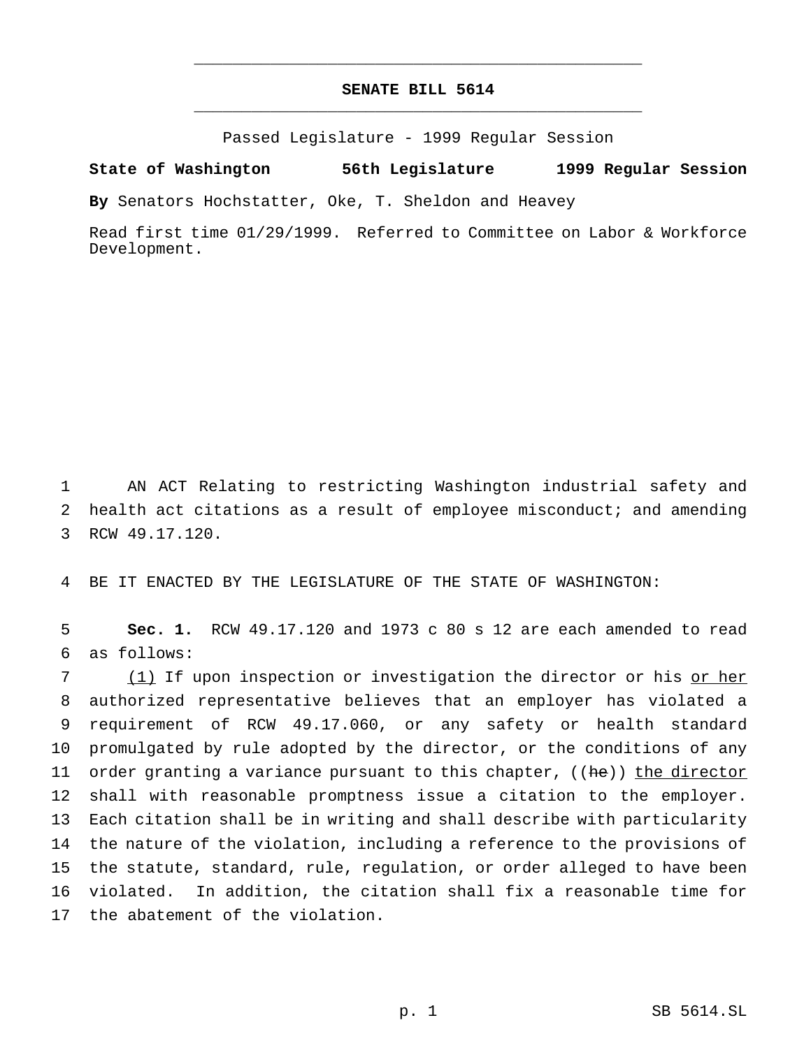**SENATE BILL 5614**

Passed Legislature - 1999 Regular Session

**State of Washington 56th Legislature 1999 Regular Session**

**By** Senators Hochstatter, Oke, T. Sheldon and Heavey

Read first time 01/29/1999. Referred to Committee on Labor & Workforce Development.

1 AN ACT Relating to restricting Washington industrial safety and
2 health act citations as a result of employee misconduct; and amending
3 RCW 49.17.120.

4 BE IT ENACTED BY THE LEGISLATURE OF THE STATE OF WASHINGTON:

5 **Sec. 1.** RCW 49.17.120 and 1973 c 80 s 12 are each amended to read
6 as follows:

7 <u>(1)</u> If upon inspection or investigation the director or his <u>or her</u>
8 authorized representative believes that an employer has violated a
9 requirement of RCW 49.17.060, or any safety or health standard
10 promulgated by rule adopted by the director, or the conditions of any
11 order granting a variance pursuant to this chapter, ((~~he~~)) <u>the director</u>
12 shall with reasonable promptness issue a citation to the employer.
13 Each citation shall be in writing and shall describe with particularity
14 the nature of the violation, including a reference to the provisions of
15 the statute, standard, rule, regulation, or order alleged to have been
16 violated. In addition, the citation shall fix a reasonable time for
17 the abatement of the violation.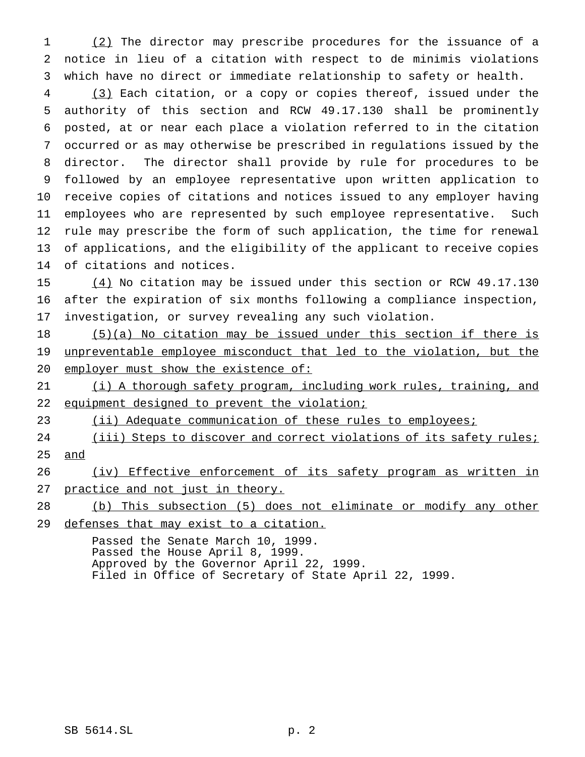(2) The director may prescribe procedures for the issuance of a notice in lieu of a citation with respect to de minimis violations which have no direct or immediate relationship to safety or health.

(3) Each citation, or a copy or copies thereof, issued under the authority of this section and RCW 49.17.130 shall be prominently posted, at or near each place a violation referred to in the citation occurred or as may otherwise be prescribed in regulations issued by the director. The director shall provide by rule for procedures to be followed by an employee representative upon written application to receive copies of citations and notices issued to any employer having employees who are represented by such employee representative. Such rule may prescribe the form of such application, the time for renewal of applications, and the eligibility of the applicant to receive copies of citations and notices.

(4) No citation may be issued under this section or RCW 49.17.130 after the expiration of six months following a compliance inspection, investigation, or survey revealing any such violation.

(5)(a) No citation may be issued under this section if there is unpreventable employee misconduct that led to the violation, but the employer must show the existence of:

(i) A thorough safety program, including work rules, training, and equipment designed to prevent the violation;

(ii) Adequate communication of these rules to employees;

(iii) Steps to discover and correct violations of its safety rules; and

(iv) Effective enforcement of its safety program as written in practice and not just in theory.

(b) This subsection (5) does not eliminate or modify any other defenses that may exist to a citation.

Passed the Senate March 10, 1999.
Passed the House April 8, 1999.
Approved by the Governor April 22, 1999.
Filed in Office of Secretary of State April 22, 1999.